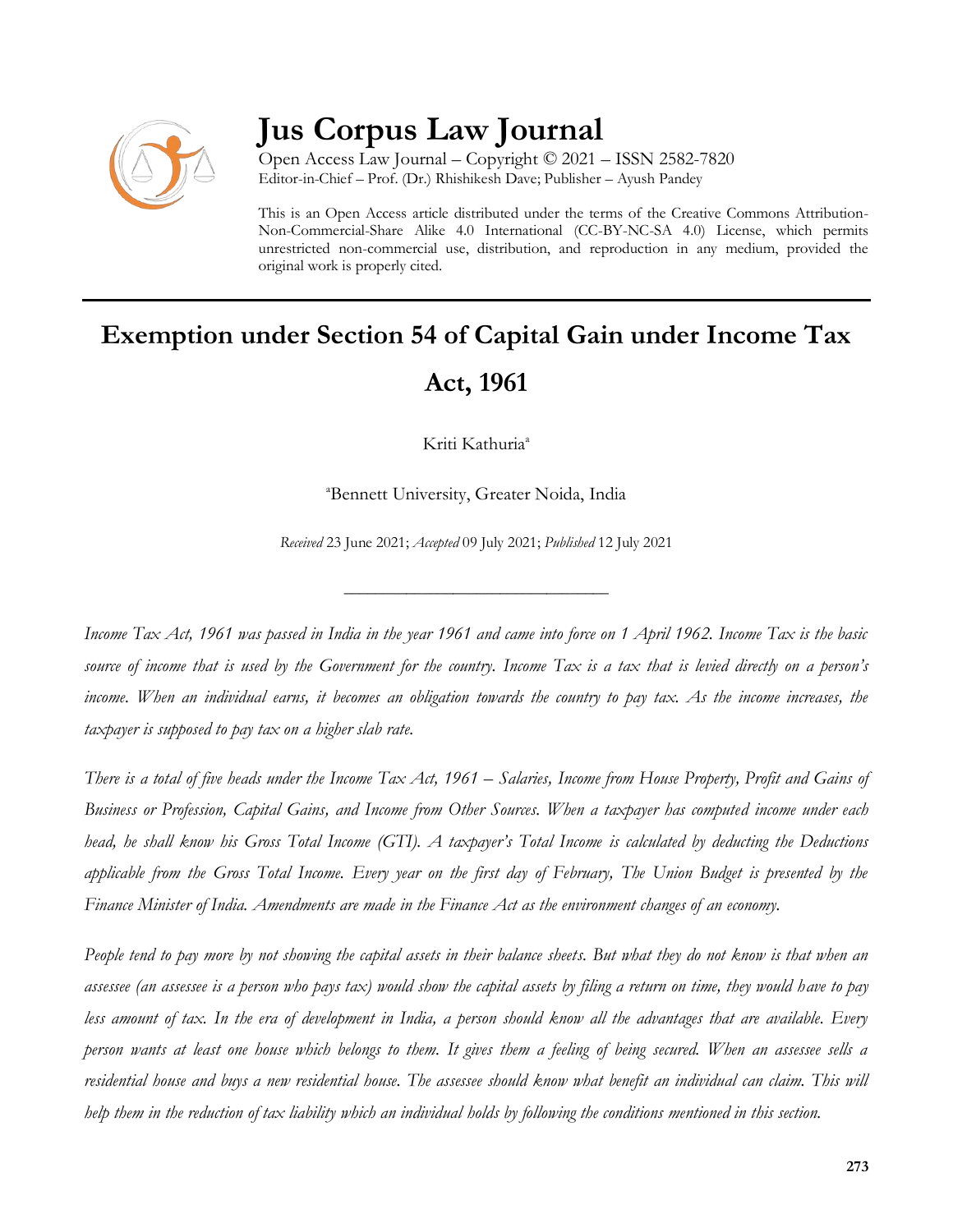# Jus Corpus Law Journal

Open Access Law Journal – Copyright © 2021 – ISSN 2582-7820
Editor-in-Chief – Prof. (Dr.) Rhishikesh Dave; Publisher – Ayush Pandey

This is an Open Access article distributed under the terms of the Creative Commons Attribution-Non-Commercial-Share Alike 4.0 International (CC-BY-NC-SA 4.0) License, which permits unrestricted non-commercial use, distribution, and reproduction in any medium, provided the original work is properly cited.

## Exemption under Section 54 of Capital Gain under Income Tax Act, 1961

Kriti Kathuria[a]

[a]Bennett University, Greater Noida, India

*Received* 23 June 2021; *Accepted* 09 July 2021; *Published* 12 July 2021

---

*Income Tax Act, 1961 was passed in India in the year 1961 and came into force on 1 April 1962. Income Tax is the basic source of income that is used by the Government for the country. Income Tax is a tax that is levied directly on a person's income. When an individual earns, it becomes an obligation towards the country to pay tax. As the income increases, the taxpayer is supposed to pay tax on a higher slab rate.*

*There is a total of five heads under the Income Tax Act, 1961 – Salaries, Income from House Property, Profit and Gains of Business or Profession, Capital Gains, and Income from Other Sources. When a taxpayer has computed income under each head, he shall know his Gross Total Income (GTI). A taxpayer's Total Income is calculated by deducting the Deductions applicable from the Gross Total Income. Every year on the first day of February, The Union Budget is presented by the Finance Minister of India. Amendments are made in the Finance Act as the environment changes of an economy.*

*People tend to pay more by not showing the capital assets in their balance sheets. But what they do not know is that when an assessee (an assessee is a person who pays tax) would show the capital assets by filing a return on time, they would have to pay less amount of tax. In the era of development in India, a person should know all the advantages that are available. Every person wants at least one house which belongs to them. It gives them a feeling of being secured. When an assessee sells a residential house and buys a new residential house. The assessee should know what benefit an individual can claim. This will help them in the reduction of tax liability which an individual holds by following the conditions mentioned in this section.*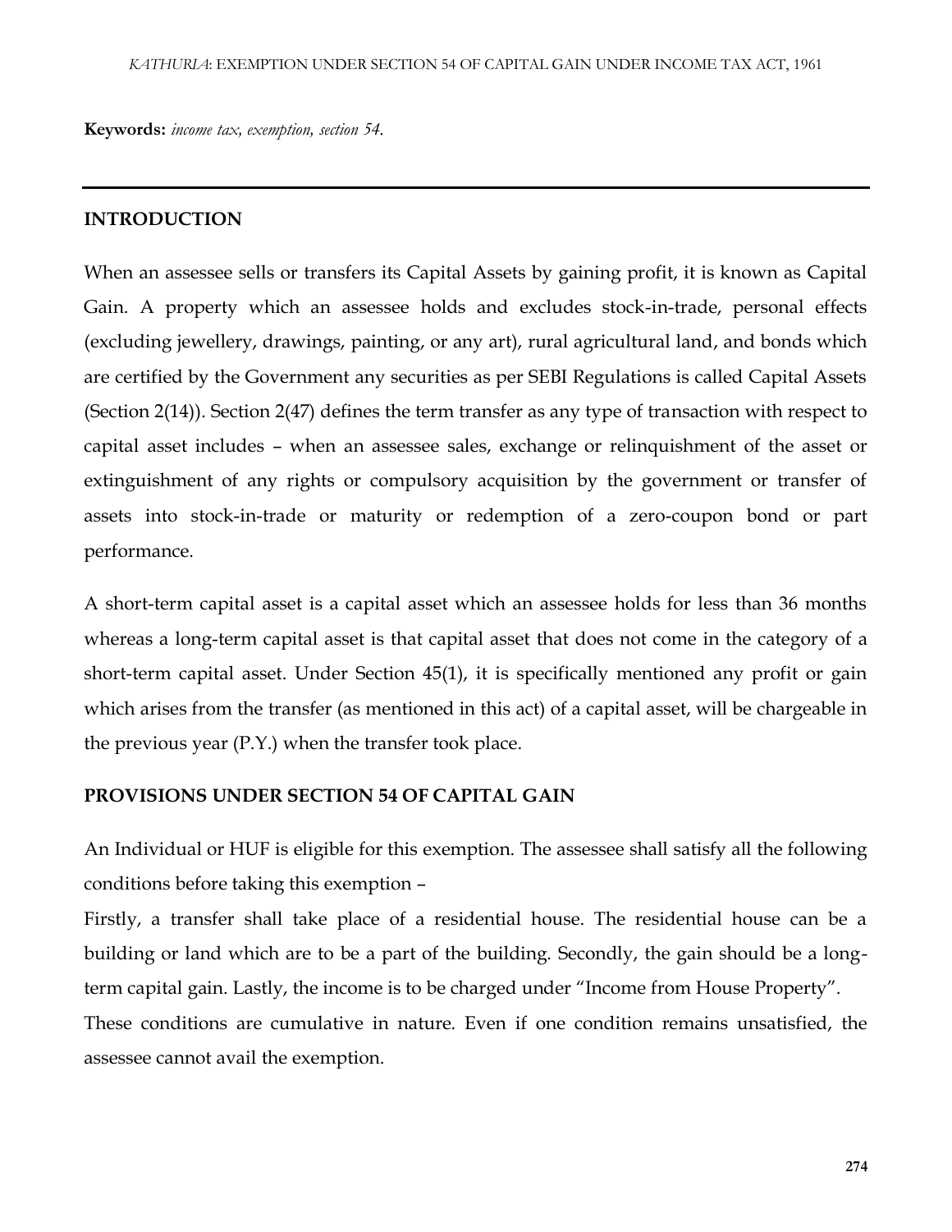**Keywords:** *income tax, exemption, section 54.*

---

## INTRODUCTION

When an assessee sells or transfers its Capital Assets by gaining profit, it is known as Capital Gain. A property which an assessee holds and excludes stock-in-trade, personal effects (excluding jewellery, drawings, painting, or any art), rural agricultural land, and bonds which are certified by the Government any securities as per SEBI Regulations is called Capital Assets (Section 2(14)). Section 2(47) defines the term transfer as any type of transaction with respect to capital asset includes – when an assessee sales, exchange or relinquishment of the asset or extinguishment of any rights or compulsory acquisition by the government or transfer of assets into stock-in-trade or maturity or redemption of a zero-coupon bond or part performance.

A short-term capital asset is a capital asset which an assessee holds for less than 36 months whereas a long-term capital asset is that capital asset that does not come in the category of a short-term capital asset. Under Section 45(1), it is specifically mentioned any profit or gain which arises from the transfer (as mentioned in this act) of a capital asset, will be chargeable in the previous year (P.Y.) when the transfer took place.

## PROVISIONS UNDER SECTION 54 OF CAPITAL GAIN

An Individual or HUF is eligible for this exemption. The assessee shall satisfy all the following conditions before taking this exemption –

Firstly, a transfer shall take place of a residential house. The residential house can be a building or land which are to be a part of the building. Secondly, the gain should be a long-term capital gain. Lastly, the income is to be charged under "Income from House Property".

These conditions are cumulative in nature. Even if one condition remains unsatisfied, the assessee cannot avail the exemption.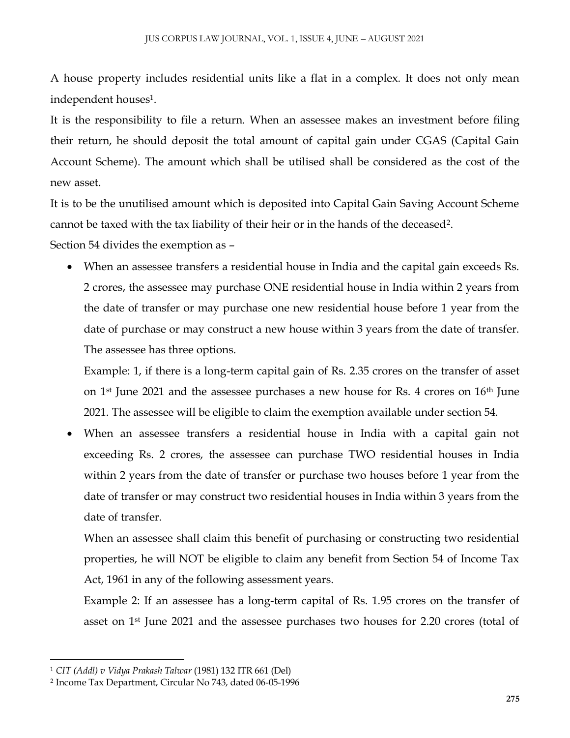A house property includes residential units like a flat in a complex. It does not only mean independent houses[1].

It is the responsibility to file a return. When an assessee makes an investment before filing their return, he should deposit the total amount of capital gain under CGAS (Capital Gain Account Scheme). The amount which shall be utilised shall be considered as the cost of the new asset.

It is to be the unutilised amount which is deposited into Capital Gain Saving Account Scheme cannot be taxed with the tax liability of their heir or in the hands of the deceased[2].

Section 54 divides the exemption as –

- When an assessee transfers a residential house in India and the capital gain exceeds Rs. 2 crores, the assessee may purchase ONE residential house in India within 2 years from the date of transfer or may purchase one new residential house before 1 year from the date of purchase or may construct a new house within 3 years from the date of transfer. The assessee has three options.

  Example: 1, if there is a long-term capital gain of Rs. 2.35 crores on the transfer of asset on 1st June 2021 and the assessee purchases a new house for Rs. 4 crores on 16th June 2021. The assessee will be eligible to claim the exemption available under section 54.

- When an assessee transfers a residential house in India with a capital gain not exceeding Rs. 2 crores, the assessee can purchase TWO residential houses in India within 2 years from the date of transfer or purchase two houses before 1 year from the date of transfer or may construct two residential houses in India within 3 years from the date of transfer.

  When an assessee shall claim this benefit of purchasing or constructing two residential properties, he will NOT be eligible to claim any benefit from Section 54 of Income Tax Act, 1961 in any of the following assessment years.

  Example 2: If an assessee has a long-term capital of Rs. 1.95 crores on the transfer of asset on 1st June 2021 and the assessee purchases two houses for 2.20 crores (total of

---

[1] *CIT (Addl) v Vidya Prakash Talwar* (1981) 132 ITR 661 (Del)

[2] Income Tax Department, Circular No 743, dated 06-05-1996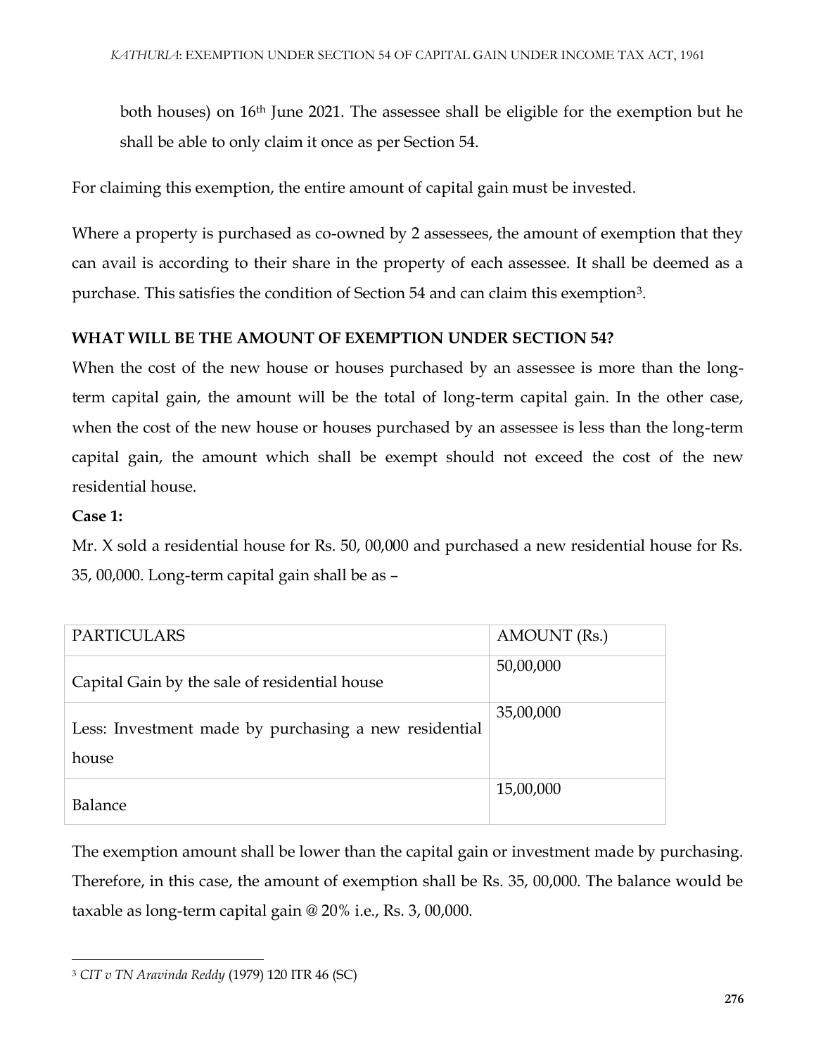both houses) on 16th June 2021. The assessee shall be eligible for the exemption but he shall be able to only claim it once as per Section 54.

For claiming this exemption, the entire amount of capital gain must be invested.

Where a property is purchased as co-owned by 2 assessees, the amount of exemption that they can avail is according to their share in the property of each assessee. It shall be deemed as a purchase. This satisfies the condition of Section 54 and can claim this exemption[3].

**WHAT WILL BE THE AMOUNT OF EXEMPTION UNDER SECTION 54?**

When the cost of the new house or houses purchased by an assessee is more than the long-term capital gain, the amount will be the total of long-term capital gain. In the other case, when the cost of the new house or houses purchased by an assessee is less than the long-term capital gain, the amount which shall be exempt should not exceed the cost of the new residential house.

**Case 1:**

Mr. X sold a residential house for Rs. 50, 00,000 and purchased a new residential house for Rs. 35, 00,000. Long-term capital gain shall be as –

| PARTICULARS | AMOUNT (Rs.) |
|---|---|
| Capital Gain by the sale of residential house | 50,00,000 |
| Less: Investment made by purchasing a new residential house | 35,00,000 |
| Balance | 15,00,000 |

The exemption amount shall be lower than the capital gain or investment made by purchasing. Therefore, in this case, the amount of exemption shall be Rs. 35, 00,000. The balance would be taxable as long-term capital gain @ 20% i.e., Rs. 3, 00,000.

[3] *CIT v TN Aravinda Reddy* (1979) 120 ITR 46 (SC)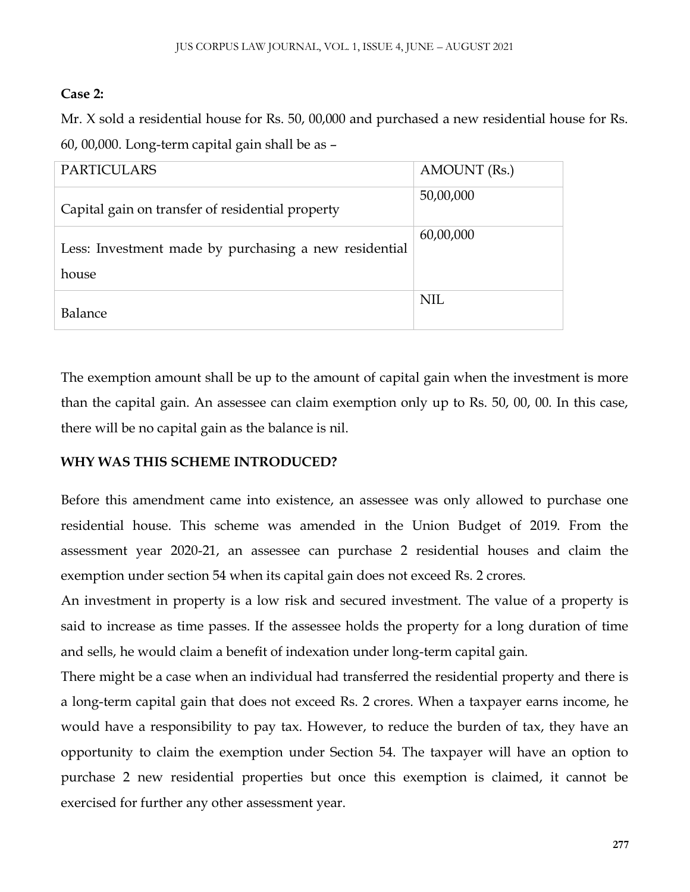**Case 2:**

Mr. X sold a residential house for Rs. 50, 00,000 and purchased a new residential house for Rs. 60, 00,000. Long-term capital gain shall be as –

| PARTICULARS | AMOUNT (Rs.) |
|---|---|
| Capital gain on transfer of residential property | 50,00,000 |
| Less: Investment made by purchasing a new residential house | 60,00,000 |
| Balance | NIL |

The exemption amount shall be up to the amount of capital gain when the investment is more than the capital gain. An assessee can claim exemption only up to Rs. 50, 00, 00. In this case, there will be no capital gain as the balance is nil.

**WHY WAS THIS SCHEME INTRODUCED?**

Before this amendment came into existence, an assessee was only allowed to purchase one residential house. This scheme was amended in the Union Budget of 2019. From the assessment year 2020-21, an assessee can purchase 2 residential houses and claim the exemption under section 54 when its capital gain does not exceed Rs. 2 crores.

An investment in property is a low risk and secured investment. The value of a property is said to increase as time passes. If the assessee holds the property for a long duration of time and sells, he would claim a benefit of indexation under long-term capital gain.

There might be a case when an individual had transferred the residential property and there is a long-term capital gain that does not exceed Rs. 2 crores. When a taxpayer earns income, he would have a responsibility to pay tax. However, to reduce the burden of tax, they have an opportunity to claim the exemption under Section 54. The taxpayer will have an option to purchase 2 new residential properties but once this exemption is claimed, it cannot be exercised for further any other assessment year.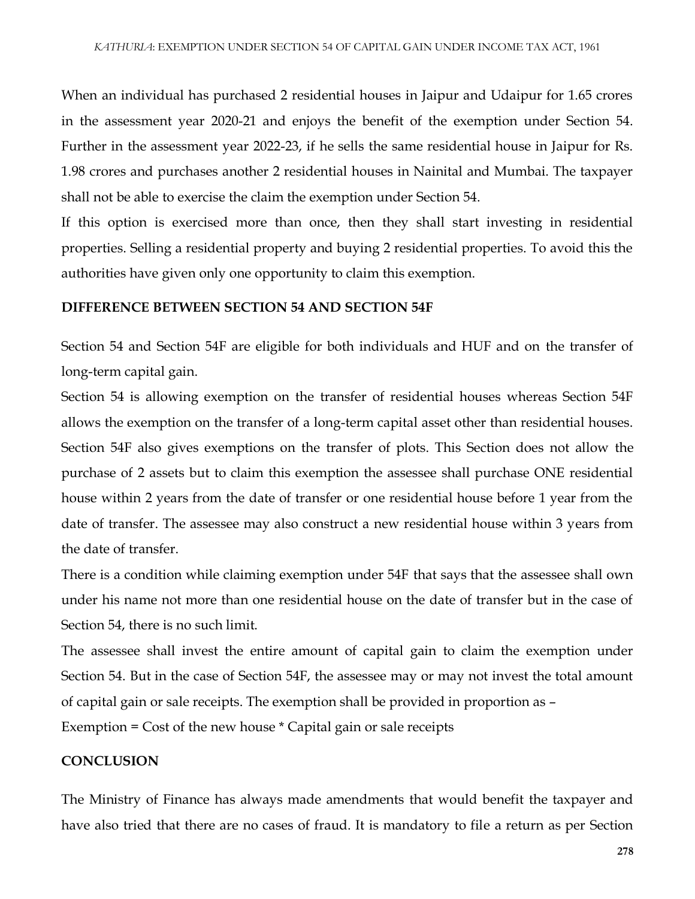When an individual has purchased 2 residential houses in Jaipur and Udaipur for 1.65 crores in the assessment year 2020-21 and enjoys the benefit of the exemption under Section 54. Further in the assessment year 2022-23, if he sells the same residential house in Jaipur for Rs. 1.98 crores and purchases another 2 residential houses in Nainital and Mumbai. The taxpayer shall not be able to exercise the claim the exemption under Section 54.

If this option is exercised more than once, then they shall start investing in residential properties. Selling a residential property and buying 2 residential properties. To avoid this the authorities have given only one opportunity to claim this exemption.

## DIFFERENCE BETWEEN SECTION 54 AND SECTION 54F

Section 54 and Section 54F are eligible for both individuals and HUF and on the transfer of long-term capital gain.

Section 54 is allowing exemption on the transfer of residential houses whereas Section 54F allows the exemption on the transfer of a long-term capital asset other than residential houses. Section 54F also gives exemptions on the transfer of plots. This Section does not allow the purchase of 2 assets but to claim this exemption the assessee shall purchase ONE residential house within 2 years from the date of transfer or one residential house before 1 year from the date of transfer. The assessee may also construct a new residential house within 3 years from the date of transfer.

There is a condition while claiming exemption under 54F that says that the assessee shall own under his name not more than one residential house on the date of transfer but in the case of Section 54, there is no such limit.

The assessee shall invest the entire amount of capital gain to claim the exemption under Section 54. But in the case of Section 54F, the assessee may or may not invest the total amount of capital gain or sale receipts. The exemption shall be provided in proportion as –

Exemption = Cost of the new house * Capital gain or sale receipts

## CONCLUSION

The Ministry of Finance has always made amendments that would benefit the taxpayer and have also tried that there are no cases of fraud. It is mandatory to file a return as per Section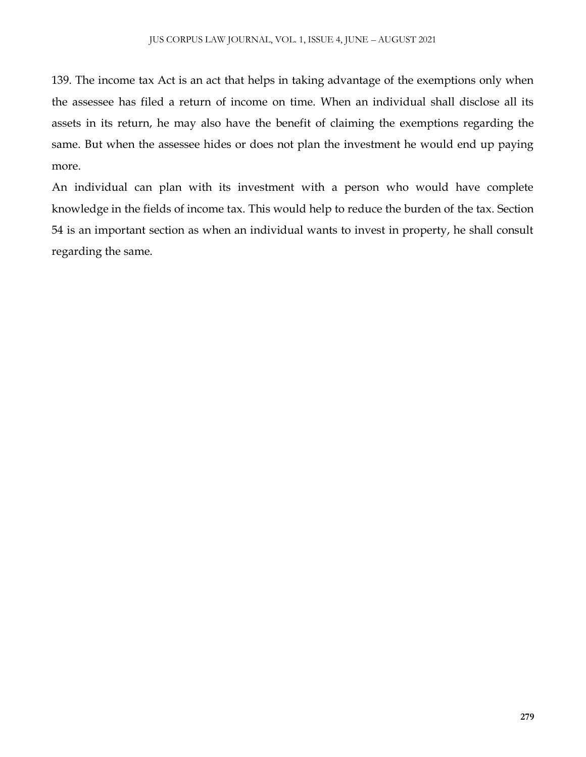139. The income tax Act is an act that helps in taking advantage of the exemptions only when the assessee has filed a return of income on time. When an individual shall disclose all its assets in its return, he may also have the benefit of claiming the exemptions regarding the same. But when the assessee hides or does not plan the investment he would end up paying more.

An individual can plan with its investment with a person who would have complete knowledge in the fields of income tax. This would help to reduce the burden of the tax. Section 54 is an important section as when an individual wants to invest in property, he shall consult regarding the same.